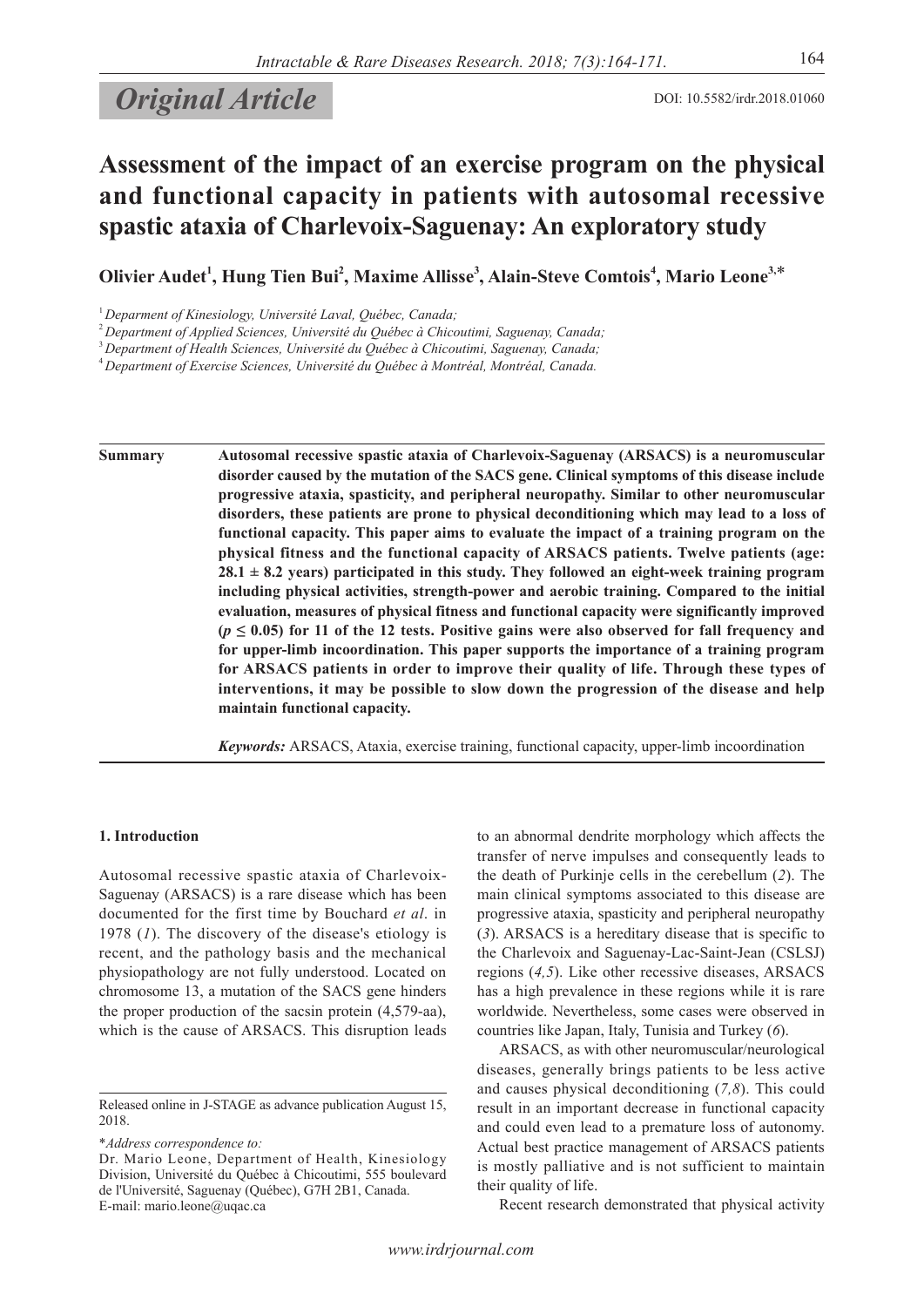*Original Article*

DOI: 10.5582/irdr.2018.01060

# Assessment of the impact of an exercise program on the physical and functional capacity in patients with autosomal recessive spastic ataxia of Charlevoix-Saguenay: An exploratory study

**Olivier Audet[1], Hung Tien Bui[2], Maxime Allisse[3], Alain-Steve Comtois[4], Mario Leone[3,*]**

[1] *Deparment of Kinesiology, Université Laval, Québec, Canada;*
[2] *Department of Applied Sciences, Université du Québec à Chicoutimi, Saguenay, Canada;*
[3] *Department of Health Sciences, Université du Québec à Chicoutimi, Saguenay, Canada;*
[4] *Department of Exercise Sciences, Université du Québec à Montréal, Montréal, Canada.*

**Summary** **Autosomal recessive spastic ataxia of Charlevoix-Saguenay (ARSACS) is a neuromuscular disorder caused by the mutation of the SACS gene. Clinical symptoms of this disease include progressive ataxia, spasticity, and peripheral neuropathy. Similar to other neuromuscular disorders, these patients are prone to physical deconditioning which may lead to a loss of functional capacity. This paper aims to evaluate the impact of a training program on the physical fitness and the functional capacity of ARSACS patients. Twelve patients (age: 28.1 ± 8.2 years) participated in this study. They followed an eight-week training program including physical activities, strength-power and aerobic training. Compared to the initial evaluation, measures of physical fitness and functional capacity were significantly improved ($p \leq 0.05$) for 11 of the 12 tests. Positive gains were also observed for fall frequency and for upper-limb incoordination. This paper supports the importance of a training program for ARSACS patients in order to improve their quality of life. Through these types of interventions, it may be possible to slow down the progression of the disease and help maintain functional capacity.**

***Keywords:*** ARSACS, Ataxia, exercise training, functional capacity, upper-limb incoordination

## 1. Introduction

Autosomal recessive spastic ataxia of Charlevoix-Saguenay (ARSACS) is a rare disease which has been documented for the first time by Bouchard *et al*. in 1978 (*1*). The discovery of the disease's etiology is recent, and the pathology basis and the mechanical physiopathology are not fully understood. Located on chromosome 13, a mutation of the SACS gene hinders the proper production of the sacsin protein (4,579-aa), which is the cause of ARSACS. This disruption leads to an abnormal dendrite morphology which affects the transfer of nerve impulses and consequently leads to the death of Purkinje cells in the cerebellum (*2*). The main clinical symptoms associated to this disease are progressive ataxia, spasticity and peripheral neuropathy (*3*). ARSACS is a hereditary disease that is specific to the Charlevoix and Saguenay-Lac-Saint-Jean (CSLSJ) regions (*4,5*). Like other recessive diseases, ARSACS has a high prevalence in these regions while it is rare worldwide. Nevertheless, some cases were observed in countries like Japan, Italy, Tunisia and Turkey (*6*).

ARSACS, as with other neuromuscular/neurological diseases, generally brings patients to be less active and causes physical deconditioning (*7,8*). This could result in an important decrease in functional capacity and could even lead to a premature loss of autonomy. Actual best practice management of ARSACS patients is mostly palliative and is not sufficient to maintain their quality of life.

Recent research demonstrated that physical activity

Released online in J-STAGE as advance publication August 15, 2018.

\**Address correspondence to:*
Dr. Mario Leone, Department of Health, Kinesiology Division, Université du Québec à Chicoutimi, 555 boulevard de l'Université, Saguenay (Québec), G7H 2B1, Canada.
E-mail: mario.leone@uqac.ca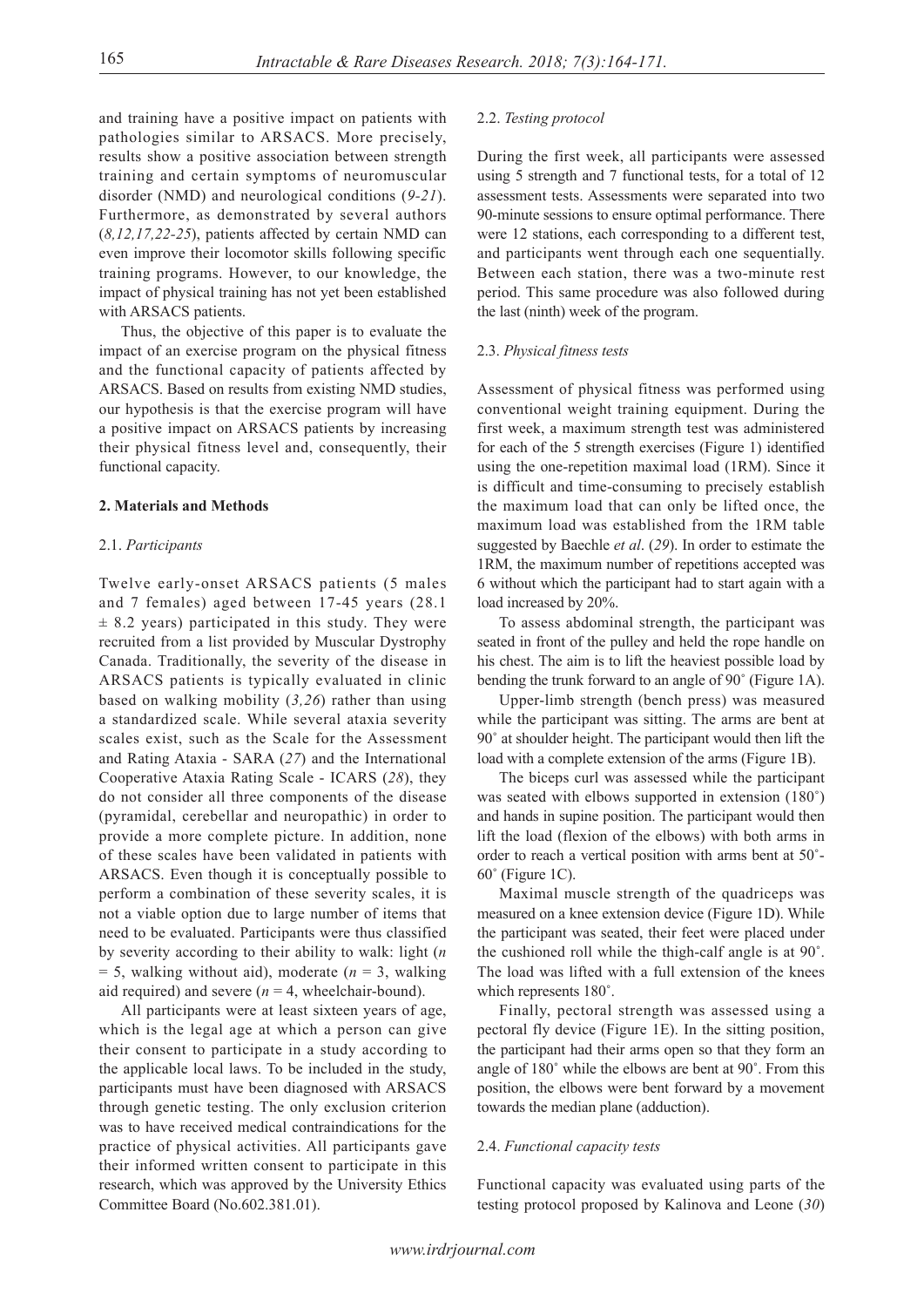and training have a positive impact on patients with pathologies similar to ARSACS. More precisely, results show a positive association between strength training and certain symptoms of neuromuscular disorder (NMD) and neurological conditions (*9-21*). Furthermore, as demonstrated by several authors (*8,12,17,22-25*), patients affected by certain NMD can even improve their locomotor skills following specific training programs. However, to our knowledge, the impact of physical training has not yet been established with ARSACS patients.

Thus, the objective of this paper is to evaluate the impact of an exercise program on the physical fitness and the functional capacity of patients affected by ARSACS. Based on results from existing NMD studies, our hypothesis is that the exercise program will have a positive impact on ARSACS patients by increasing their physical fitness level and, consequently, their functional capacity.

## 2. Materials and Methods

### 2.1. *Participants*

Twelve early-onset ARSACS patients (5 males and 7 females) aged between 17-45 years (28.1 ± 8.2 years) participated in this study. They were recruited from a list provided by Muscular Dystrophy Canada. Traditionally, the severity of the disease in ARSACS patients is typically evaluated in clinic based on walking mobility (*3,26*) rather than using a standardized scale. While several ataxia severity scales exist, such as the Scale for the Assessment and Rating Ataxia - SARA (*27*) and the International Cooperative Ataxia Rating Scale - ICARS (*28*), they do not consider all three components of the disease (pyramidal, cerebellar and neuropathic) in order to provide a more complete picture. In addition, none of these scales have been validated in patients with ARSACS. Even though it is conceptually possible to perform a combination of these severity scales, it is not a viable option due to large number of items that need to be evaluated. Participants were thus classified by severity according to their ability to walk: light ($n = 5$, walking without aid), moderate ($n = 3$, walking aid required) and severe ($n = 4$, wheelchair-bound).

All participants were at least sixteen years of age, which is the legal age at which a person can give their consent to participate in a study according to the applicable local laws. To be included in the study, participants must have been diagnosed with ARSACS through genetic testing. The only exclusion criterion was to have received medical contraindications for the practice of physical activities. All participants gave their informed written consent to participate in this research, which was approved by the University Ethics Committee Board (No.602.381.01).

### 2.2. *Testing protocol*

During the first week, all participants were assessed using 5 strength and 7 functional tests, for a total of 12 assessment tests. Assessments were separated into two 90-minute sessions to ensure optimal performance. There were 12 stations, each corresponding to a different test, and participants went through each one sequentially. Between each station, there was a two-minute rest period. This same procedure was also followed during the last (ninth) week of the program.

### 2.3. *Physical fitness tests*

Assessment of physical fitness was performed using conventional weight training equipment. During the first week, a maximum strength test was administered for each of the 5 strength exercises (Figure 1) identified using the one-repetition maximal load (1RM). Since it is difficult and time-consuming to precisely establish the maximum load that can only be lifted once, the maximum load was established from the 1RM table suggested by Baechle *et al*. (*29*). In order to estimate the 1RM, the maximum number of repetitions accepted was 6 without which the participant had to start again with a load increased by 20%.

To assess abdominal strength, the participant was seated in front of the pulley and held the rope handle on his chest. The aim is to lift the heaviest possible load by bending the trunk forward to an angle of 90˚ (Figure 1A).

Upper-limb strength (bench press) was measured while the participant was sitting. The arms are bent at 90˚ at shoulder height. The participant would then lift the load with a complete extension of the arms (Figure 1B).

The biceps curl was assessed while the participant was seated with elbows supported in extension (180˚) and hands in supine position. The participant would then lift the load (flexion of the elbows) with both arms in order to reach a vertical position with arms bent at 50˚-60˚ (Figure 1C).

Maximal muscle strength of the quadriceps was measured on a knee extension device (Figure 1D). While the participant was seated, their feet were placed under the cushioned roll while the thigh-calf angle is at 90˚. The load was lifted with a full extension of the knees which represents 180˚.

Finally, pectoral strength was assessed using a pectoral fly device (Figure 1E). In the sitting position, the participant had their arms open so that they form an angle of 180˚ while the elbows are bent at 90˚. From this position, the elbows were bent forward by a movement towards the median plane (adduction).

### 2.4. *Functional capacity tests*

Functional capacity was evaluated using parts of the testing protocol proposed by Kalinova and Leone (*30*)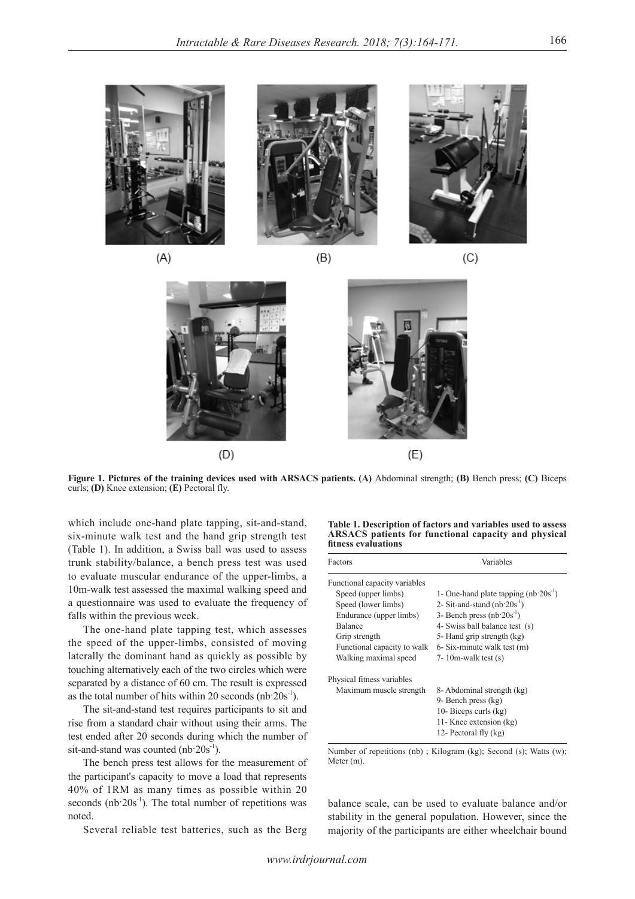**Figure 1. Pictures of the training devices used with ARSACS patients. (A)** Abdominal strength; **(B)** Bench press; **(C)** Biceps curls; **(D)** Knee extension; **(E)** Pectoral fly.

which include one-hand plate tapping, sit-and-stand, six-minute walk test and the hand grip strength test (Table 1). In addition, a Swiss ball was used to assess trunk stability/balance, a bench press test was used to evaluate muscular endurance of the upper-limbs, a 10m-walk test assessed the maximal walking speed and a questionnaire was used to evaluate the frequency of falls within the previous week.

The one-hand plate tapping test, which assesses the speed of the upper-limbs, consisted of moving laterally the dominant hand as quickly as possible by touching alternatively each of the two circles which were separated by a distance of 60 cm. The result is expressed as the total number of hits within 20 seconds ($nb{\cdot}20s^{-1}$).

The sit-and-stand test requires participants to sit and rise from a standard chair without using their arms. The test ended after 20 seconds during which the number of sit-and-stand was counted ($nb{\cdot}20s^{-1}$).

The bench press test allows for the measurement of the participant's capacity to move a load that represents 40% of 1RM as many times as possible within 20 seconds ($nb{\cdot}20s^{-1}$). The total number of repetitions was noted.

Several reliable test batteries, such as the Berg balance scale, can be used to evaluate balance and/or stability in the general population. However, since the majority of the participants are either wheelchair bound

**Table 1. Description of factors and variables used to assess ARSACS patients for functional capacity and physical fitness evaluations**

| Factors | Variables |
|---|---|
| Functional capacity variables | |
| Speed (upper limbs) | 1- One-hand plate tapping ($nb{\cdot}20s^{-1}$) |
| Speed (lower limbs) | 2- Sit-and-stand ($nb{\cdot}20s^{-1}$) |
| Endurance (upper limbs) | 3- Bench press ($nb{\cdot}20s^{-1}$) |
| Balance | 4- Swiss ball balance test (s) |
| Grip strength | 5- Hand grip strength (kg) |
| Functional capacity to walk | 6- Six-minute walk test (m) |
| Walking maximal speed | 7- 10m-walk test (s) |
| Physical fitness variables | |
| Maximum muscle strength | 8- Abdominal strength (kg) |
| | 9- Bench press (kg) |
| | 10- Biceps curls (kg) |
| | 11- Knee extension (kg) |
| | 12- Pectoral fly (kg) |

Number of repetitions (nb) ; Kilogram (kg); Second (s); Watts (w); Meter (m).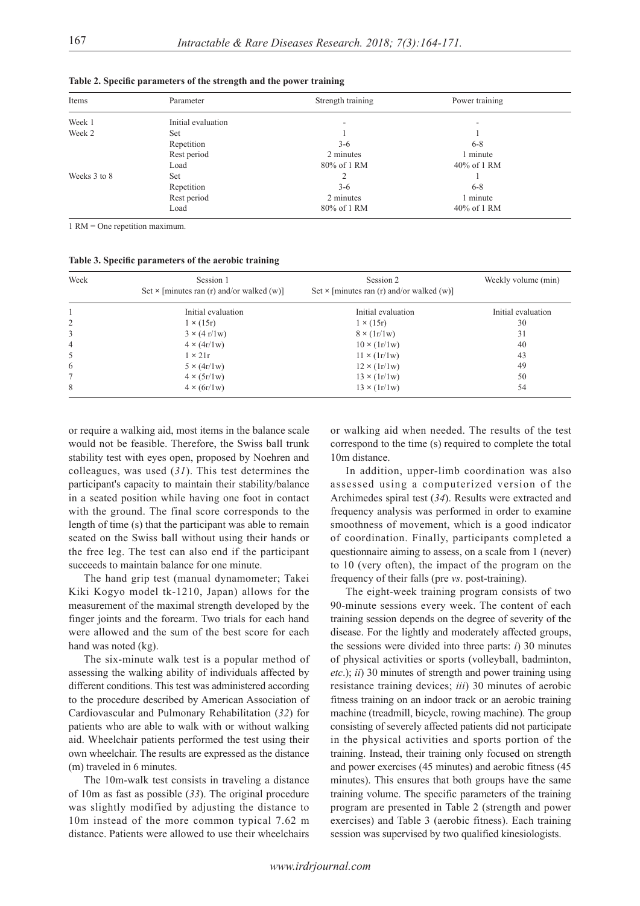**Table 2. Specific parameters of the strength and the power training**

| Items | Parameter | Strength training | Power training |
|---|---|---|---|
| Week 1 | Initial evaluation | - | - |
| Week 2 | Set | 1 | 1 |
| | Repetition | 3-6 | 6-8 |
| | Rest period | 2 minutes | 1 minute |
| | Load | 80% of 1 RM | 40% of 1 RM |
| Weeks 3 to 8 | Set | 2 | 1 |
| | Repetition | 3-6 | 6-8 |
| | Rest period | 2 minutes | 1 minute |
| | Load | 80% of 1 RM | 40% of 1 RM |

1 RM = One repetition maximum.

**Table 3. Specific parameters of the aerobic training**

| Week | Session 1<br>Set × [minutes ran (r) and/or walked (w)] | Session 2<br>Set × [minutes ran (r) and/or walked (w)] | Weekly volume (min) |
|---|---|---|---|
| 1 | Initial evaluation | Initial evaluation | Initial evaluation |
| 2 | 1 × (15r) | 1 × (15r) | 30 |
| 3 | 3 × (4 r/1w) | 8 × (1r/1w) | 31 |
| 4 | 4 × (4r/1w) | 10 × (1r/1w) | 40 |
| 5 | 1 × 21r | 11 × (1r/1w) | 43 |
| 6 | 5 × (4r/1w) | 12 × (1r/1w) | 49 |
| 7 | 4 × (5r/1w) | 13 × (1r/1w) | 50 |
| 8 | 4 × (6r/1w) | 13 × (1r/1w) | 54 |

or require a walking aid, most items in the balance scale would not be feasible. Therefore, the Swiss ball trunk stability test with eyes open, proposed by Noehren and colleagues, was used (*31*). This test determines the participant's capacity to maintain their stability/balance in a seated position while having one foot in contact with the ground. The final score corresponds to the length of time (s) that the participant was able to remain seated on the Swiss ball without using their hands or the free leg. The test can also end if the participant succeeds to maintain balance for one minute.

The hand grip test (manual dynamometer; Takei Kiki Kogyo model tk-1210, Japan) allows for the measurement of the maximal strength developed by the finger joints and the forearm. Two trials for each hand were allowed and the sum of the best score for each hand was noted (kg).

The six-minute walk test is a popular method of assessing the walking ability of individuals affected by different conditions. This test was administered according to the procedure described by American Association of Cardiovascular and Pulmonary Rehabilitation (*32*) for patients who are able to walk with or without walking aid. Wheelchair patients performed the test using their own wheelchair. The results are expressed as the distance (m) traveled in 6 minutes.

The 10m-walk test consists in traveling a distance of 10m as fast as possible (*33*). The original procedure was slightly modified by adjusting the distance to 10m instead of the more common typical 7.62 m distance. Patients were allowed to use their wheelchairs or walking aid when needed. The results of the test correspond to the time (s) required to complete the total 10m distance.

In addition, upper-limb coordination was also assessed using a computerized version of the Archimedes spiral test (*34*). Results were extracted and frequency analysis was performed in order to examine smoothness of movement, which is a good indicator of coordination. Finally, participants completed a questionnaire aiming to assess, on a scale from 1 (never) to 10 (very often), the impact of the program on the frequency of their falls (pre *vs*. post-training).

The eight-week training program consists of two 90-minute sessions every week. The content of each training session depends on the degree of severity of the disease. For the lightly and moderately affected groups, the sessions were divided into three parts: *i*) 30 minutes of physical activities or sports (volleyball, badminton, *etc*.); *ii*) 30 minutes of strength and power training using resistance training devices; *iii*) 30 minutes of aerobic fitness training on an indoor track or an aerobic training machine (treadmill, bicycle, rowing machine). The group consisting of severely affected patients did not participate in the physical activities and sports portion of the training. Instead, their training only focused on strength and power exercises (45 minutes) and aerobic fitness (45 minutes). This ensures that both groups have the same training volume. The specific parameters of the training program are presented in Table 2 (strength and power exercises) and Table 3 (aerobic fitness). Each training session was supervised by two qualified kinesiologists.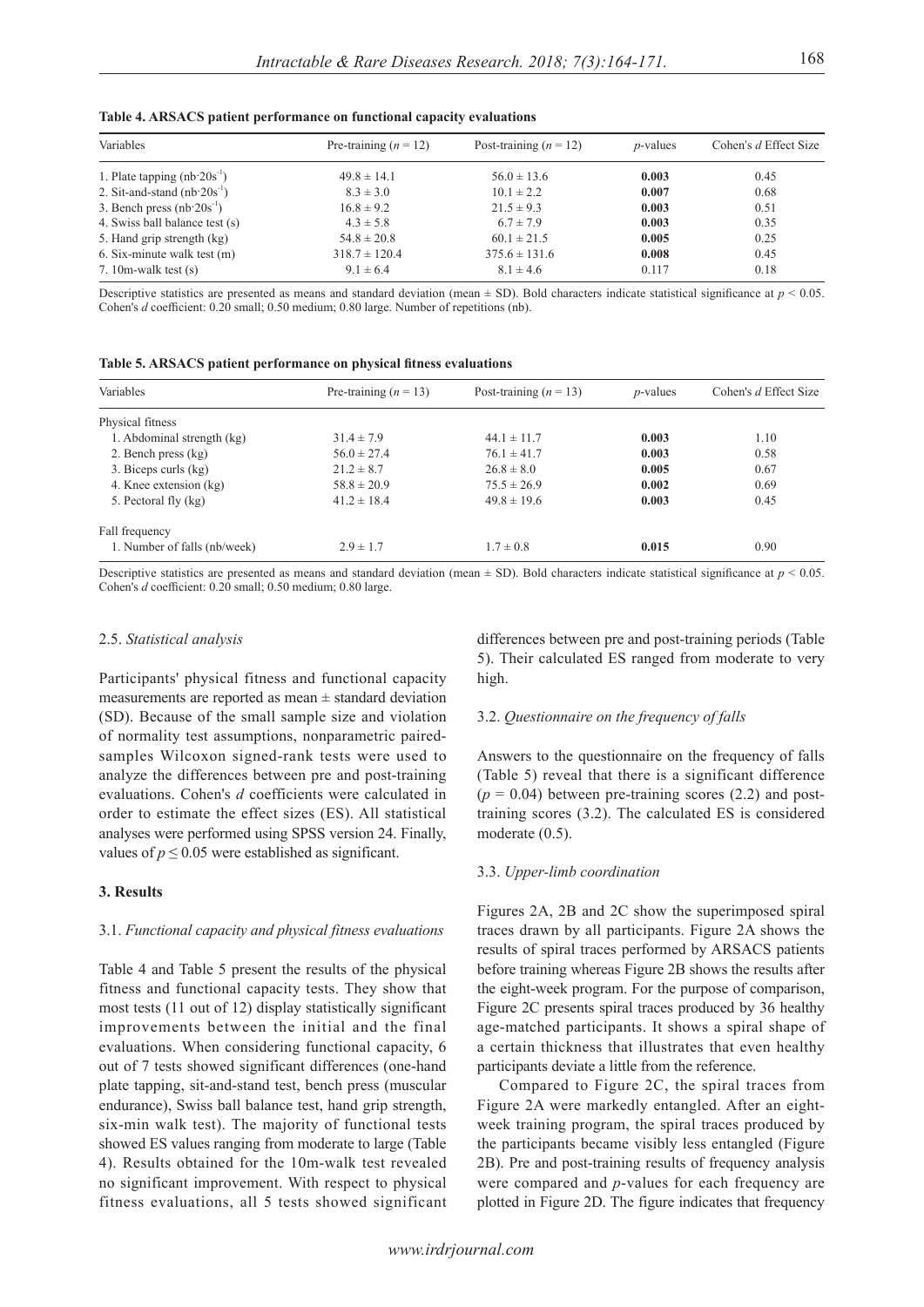**Table 4. ARSACS patient performance on functional capacity evaluations**

| Variables | Pre-training ($n = 12$) | Post-training ($n = 12$) | *p*-values | Cohen's *d* Effect Size |
|---|---|---|---|---|
| 1. Plate tapping ($nb{\cdot}20s^{-1}$) | 49.8 ± 14.1 | 56.0 ± 13.6 | **0.003** | 0.45 |
| 2. Sit-and-stand ($nb{\cdot}20s^{-1}$) | 8.3 ± 3.0 | 10.1 ± 2.2 | **0.007** | 0.68 |
| 3. Bench press ($nb{\cdot}20s^{-1}$) | 16.8 ± 9.2 | 21.5 ± 9.3 | **0.003** | 0.51 |
| 4. Swiss ball balance test (s) | 4.3 ± 5.8 | 6.7 ± 7.9 | **0.003** | 0.35 |
| 5. Hand grip strength (kg) | 54.8 ± 20.8 | 60.1 ± 21.5 | **0.005** | 0.25 |
| 6. Six-minute walk test (m) | 318.7 ± 120.4 | 375.6 ± 131.6 | **0.008** | 0.45 |
| 7. 10m-walk test (s) | 9.1 ± 6.4 | 8.1 ± 4.6 | 0.117 | 0.18 |

Descriptive statistics are presented as means and standard deviation (mean ± SD). Bold characters indicate statistical significance at $p < 0.05$. Cohen's *d* coefficient: 0.20 small; 0.50 medium; 0.80 large. Number of repetitions (nb).

**Table 5. ARSACS patient performance on physical fitness evaluations**

| Variables | Pre-training ($n = 13$) | Post-training ($n = 13$) | *p*-values | Cohen's *d* Effect Size |
|---|---|---|---|---|
| Physical fitness | | | | |
| 1. Abdominal strength (kg) | 31.4 ± 7.9 | 44.1 ± 11.7 | **0.003** | 1.10 |
| 2. Bench press (kg) | 56.0 ± 27.4 | 76.1 ± 41.7 | **0.003** | 0.58 |
| 3. Biceps curls (kg) | 21.2 ± 8.7 | 26.8 ± 8.0 | **0.005** | 0.67 |
| 4. Knee extension (kg) | 58.8 ± 20.9 | 75.5 ± 26.9 | **0.002** | 0.69 |
| 5. Pectoral fly (kg) | 41.2 ± 18.4 | 49.8 ± 19.6 | **0.003** | 0.45 |
| Fall frequency | | | | |
| 1. Number of falls (nb/week) | 2.9 ± 1.7 | 1.7 ± 0.8 | **0.015** | 0.90 |

Descriptive statistics are presented as means and standard deviation (mean ± SD). Bold characters indicate statistical significance at $p < 0.05$. Cohen's *d* coefficient: 0.20 small; 0.50 medium; 0.80 large.

### 2.5. *Statistical analysis*

Participants' physical fitness and functional capacity measurements are reported as mean ± standard deviation (SD). Because of the small sample size and violation of normality test assumptions, nonparametric paired-samples Wilcoxon signed-rank tests were used to analyze the differences between pre and post-training evaluations. Cohen's *d* coefficients were calculated in order to estimate the effect sizes (ES). All statistical analyses were performed using SPSS version 24. Finally, values of $p \leq 0.05$ were established as significant.

## 3. Results

### 3.1. *Functional capacity and physical fitness evaluations*

Table 4 and Table 5 present the results of the physical fitness and functional capacity tests. They show that most tests (11 out of 12) display statistically significant improvements between the initial and the final evaluations. When considering functional capacity, 6 out of 7 tests showed significant differences (one-hand plate tapping, sit-and-stand test, bench press (muscular endurance), Swiss ball balance test, hand grip strength, six-min walk test). The majority of functional tests showed ES values ranging from moderate to large (Table 4). Results obtained for the 10m-walk test revealed no significant improvement. With respect to physical fitness evaluations, all 5 tests showed significant differences between pre and post-training periods (Table 5). Their calculated ES ranged from moderate to very high.

### 3.2. *Questionnaire on the frequency of falls*

Answers to the questionnaire on the frequency of falls (Table 5) reveal that there is a significant difference ($p = 0.04$) between pre-training scores (2.2) and post-training scores (3.2). The calculated ES is considered moderate (0.5).

### 3.3. *Upper-limb coordination*

Figures 2A, 2B and 2C show the superimposed spiral traces drawn by all participants. Figure 2A shows the results of spiral traces performed by ARSACS patients before training whereas Figure 2B shows the results after the eight-week program. For the purpose of comparison, Figure 2C presents spiral traces produced by 36 healthy age-matched participants. It shows a spiral shape of a certain thickness that illustrates that even healthy participants deviate a little from the reference.

Compared to Figure 2C, the spiral traces from Figure 2A were markedly entangled. After an eight-week training program, the spiral traces produced by the participants became visibly less entangled (Figure 2B). Pre and post-training results of frequency analysis were compared and *p*-values for each frequency are plotted in Figure 2D. The figure indicates that frequency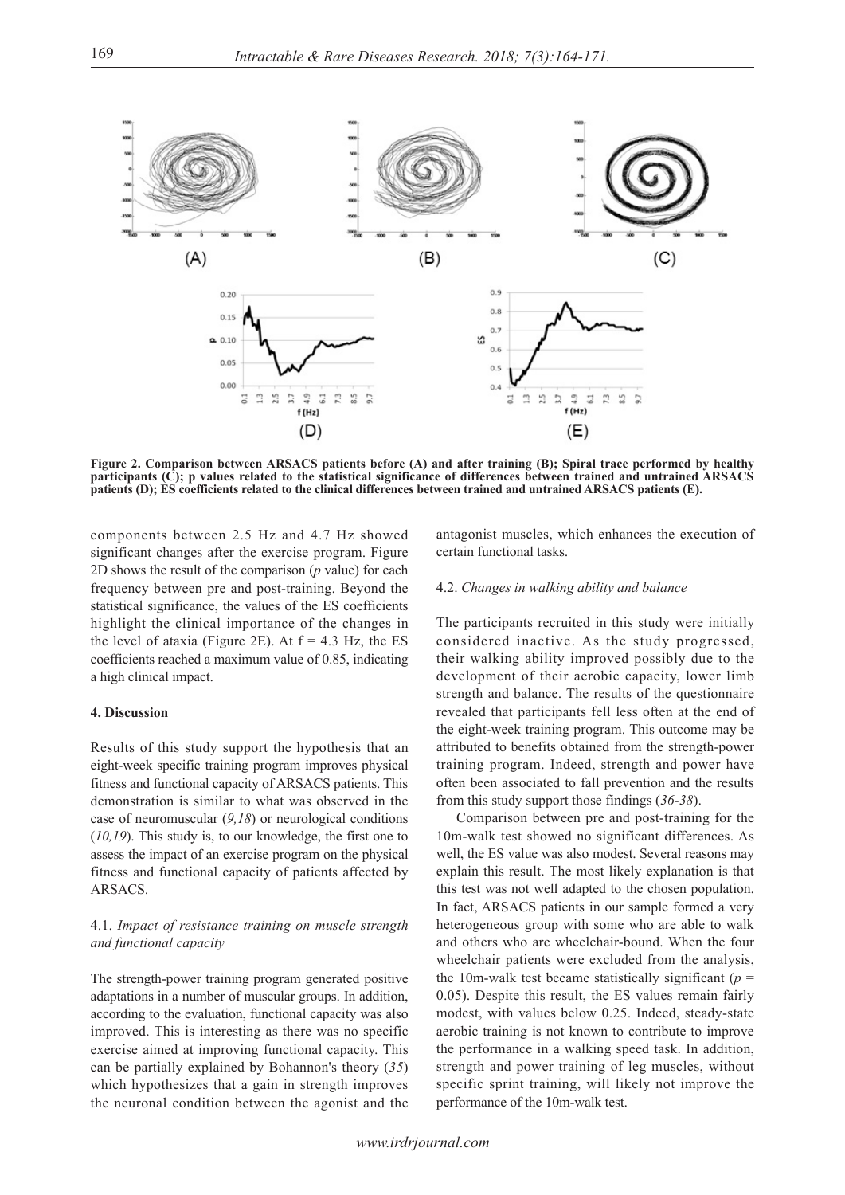**Figure 2. Comparison between ARSACS patients before (A) and after training (B); Spiral trace performed by healthy participants (C); p values related to the statistical significance of differences between trained and untrained ARSACS patients (D); ES coefficients related to the clinical differences between trained and untrained ARSACS patients (E).**

components between 2.5 Hz and 4.7 Hz showed significant changes after the exercise program. Figure 2D shows the result of the comparison (*p* value) for each frequency between pre and post-training. Beyond the statistical significance, the values of the ES coefficients highlight the clinical importance of the changes in the level of ataxia (Figure 2E). At $f = 4.3$ Hz, the ES coefficients reached a maximum value of 0.85, indicating a high clinical impact.

## 4. Discussion

Results of this study support the hypothesis that an eight-week specific training program improves physical fitness and functional capacity of ARSACS patients. This demonstration is similar to what was observed in the case of neuromuscular (*9,18*) or neurological conditions (*10,19*). This study is, to our knowledge, the first one to assess the impact of an exercise program on the physical fitness and functional capacity of patients affected by ARSACS.

### 4.1. *Impact of resistance training on muscle strength and functional capacity*

The strength-power training program generated positive adaptations in a number of muscular groups. In addition, according to the evaluation, functional capacity was also improved. This is interesting as there was no specific exercise aimed at improving functional capacity. This can be partially explained by Bohannon's theory (*35*) which hypothesizes that a gain in strength improves the neuronal condition between the agonist and the antagonist muscles, which enhances the execution of certain functional tasks.

### 4.2. *Changes in walking ability and balance*

The participants recruited in this study were initially considered inactive. As the study progressed, their walking ability improved possibly due to the development of their aerobic capacity, lower limb strength and balance. The results of the questionnaire revealed that participants fell less often at the end of the eight-week training program. This outcome may be attributed to benefits obtained from the strength-power training program. Indeed, strength and power have often been associated to fall prevention and the results from this study support those findings (*36-38*).

Comparison between pre and post-training for the 10m-walk test showed no significant differences. As well, the ES value was also modest. Several reasons may explain this result. The most likely explanation is that this test was not well adapted to the chosen population. In fact, ARSACS patients in our sample formed a very heterogeneous group with some who are able to walk and others who are wheelchair-bound. When the four wheelchair patients were excluded from the analysis, the 10m-walk test became statistically significant ($p = 0.05$). Despite this result, the ES values remain fairly modest, with values below 0.25. Indeed, steady-state aerobic training is not known to contribute to improve the performance in a walking speed task. In addition, strength and power training of leg muscles, without specific sprint training, will likely not improve the performance of the 10m-walk test.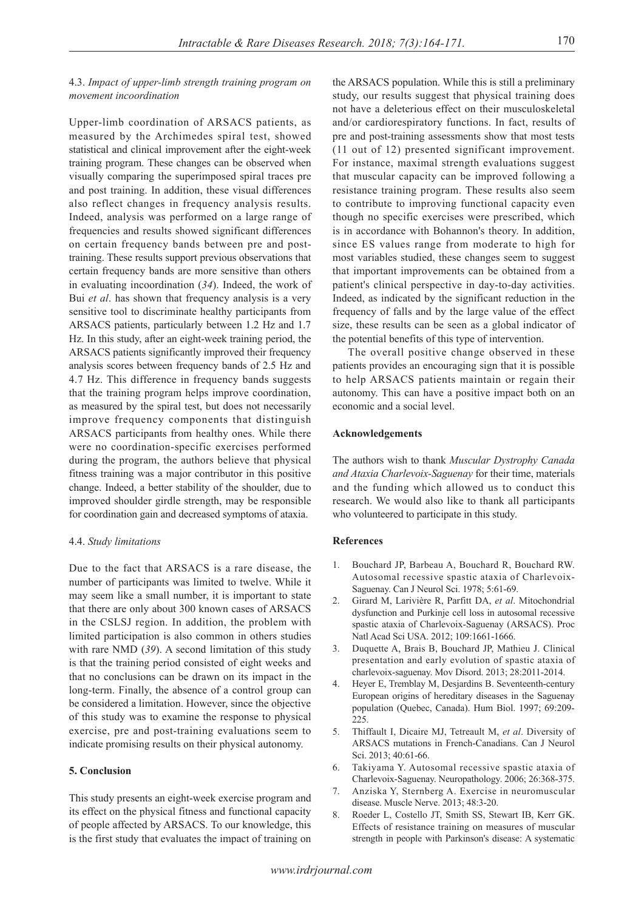### 4.3. *Impact of upper-limb strength training program on movement incoordination*

Upper-limb coordination of ARSACS patients, as measured by the Archimedes spiral test, showed statistical and clinical improvement after the eight-week training program. These changes can be observed when visually comparing the superimposed spiral traces pre and post training. In addition, these visual differences also reflect changes in frequency analysis results. Indeed, analysis was performed on a large range of frequencies and results showed significant differences on certain frequency bands between pre and post-training. These results support previous observations that certain frequency bands are more sensitive than others in evaluating incoordination (*34*). Indeed, the work of Bui *et al*. has shown that frequency analysis is a very sensitive tool to discriminate healthy participants from ARSACS patients, particularly between 1.2 Hz and 1.7 Hz. In this study, after an eight-week training period, the ARSACS patients significantly improved their frequency analysis scores between frequency bands of 2.5 Hz and 4.7 Hz. This difference in frequency bands suggests that the training program helps improve coordination, as measured by the spiral test, but does not necessarily improve frequency components that distinguish ARSACS participants from healthy ones. While there were no coordination-specific exercises performed during the program, the authors believe that physical fitness training was a major contributor in this positive change. Indeed, a better stability of the shoulder, due to improved shoulder girdle strength, may be responsible for coordination gain and decreased symptoms of ataxia.

### 4.4. *Study limitations*

Due to the fact that ARSACS is a rare disease, the number of participants was limited to twelve. While it may seem like a small number, it is important to state that there are only about 300 known cases of ARSACS in the CSLSJ region. In addition, the problem with limited participation is also common in others studies with rare NMD (*39*). A second limitation of this study is that the training period consisted of eight weeks and that no conclusions can be drawn on its impact in the long-term. Finally, the absence of a control group can be considered a limitation. However, since the objective of this study was to examine the response to physical exercise, pre and post-training evaluations seem to indicate promising results on their physical autonomy.

## 5. Conclusion

This study presents an eight-week exercise program and its effect on the physical fitness and functional capacity of people affected by ARSACS. To our knowledge, this is the first study that evaluates the impact of training on the ARSACS population. While this is still a preliminary study, our results suggest that physical training does not have a deleterious effect on their musculoskeletal and/or cardiorespiratory functions. In fact, results of pre and post-training assessments show that most tests (11 out of 12) presented significant improvement. For instance, maximal strength evaluations suggest that muscular capacity can be improved following a resistance training program. These results also seem to contribute to improving functional capacity even though no specific exercises were prescribed, which is in accordance with Bohannon's theory. In addition, since ES values range from moderate to high for most variables studied, these changes seem to suggest that important improvements can be obtained from a patient's clinical perspective in day-to-day activities. Indeed, as indicated by the significant reduction in the frequency of falls and by the large value of the effect size, these results can be seen as a global indicator of the potential benefits of this type of intervention.

The overall positive change observed in these patients provides an encouraging sign that it is possible to help ARSACS patients maintain or regain their autonomy. This can have a positive impact both on an economic and a social level.

## Acknowledgements

The authors wish to thank *Muscular Dystrophy Canada and Ataxia Charlevoix-Saguenay* for their time, materials and the funding which allowed us to conduct this research. We would also like to thank all participants who volunteered to participate in this study.

## References

1. Bouchard JP, Barbeau A, Bouchard R, Bouchard RW. Autosomal recessive spastic ataxia of Charlevoix-Saguenay. Can J Neurol Sci. 1978; 5:61-69.
2. Girard M, Larivière R, Parfitt DA, *et al*. Mitochondrial dysfunction and Purkinje cell loss in autosomal recessive spastic ataxia of Charlevoix-Saguenay (ARSACS). Proc Natl Acad Sci USA. 2012; 109:1661-1666.
3. Duquette A, Brais B, Bouchard JP, Mathieu J. Clinical presentation and early evolution of spastic ataxia of charlevoix-saguenay. Mov Disord. 2013; 28:2011-2014.
4. Heyer E, Tremblay M, Desjardins B. Seventeenth-century European origins of hereditary diseases in the Saguenay population (Quebec, Canada). Hum Biol. 1997; 69:209-225.
5. Thiffault I, Dicaire MJ, Tetreault M, *et al*. Diversity of ARSACS mutations in French-Canadians. Can J Neurol Sci. 2013; 40:61-66.
6. Takiyama Y. Autosomal recessive spastic ataxia of Charlevoix-Saguenay. Neuropathology. 2006; 26:368-375.
7. Anziska Y, Sternberg A. Exercise in neuromuscular disease. Muscle Nerve. 2013; 48:3-20.
8. Roeder L, Costello JT, Smith SS, Stewart IB, Kerr GK. Effects of resistance training on measures of muscular strength in people with Parkinson's disease: A systematic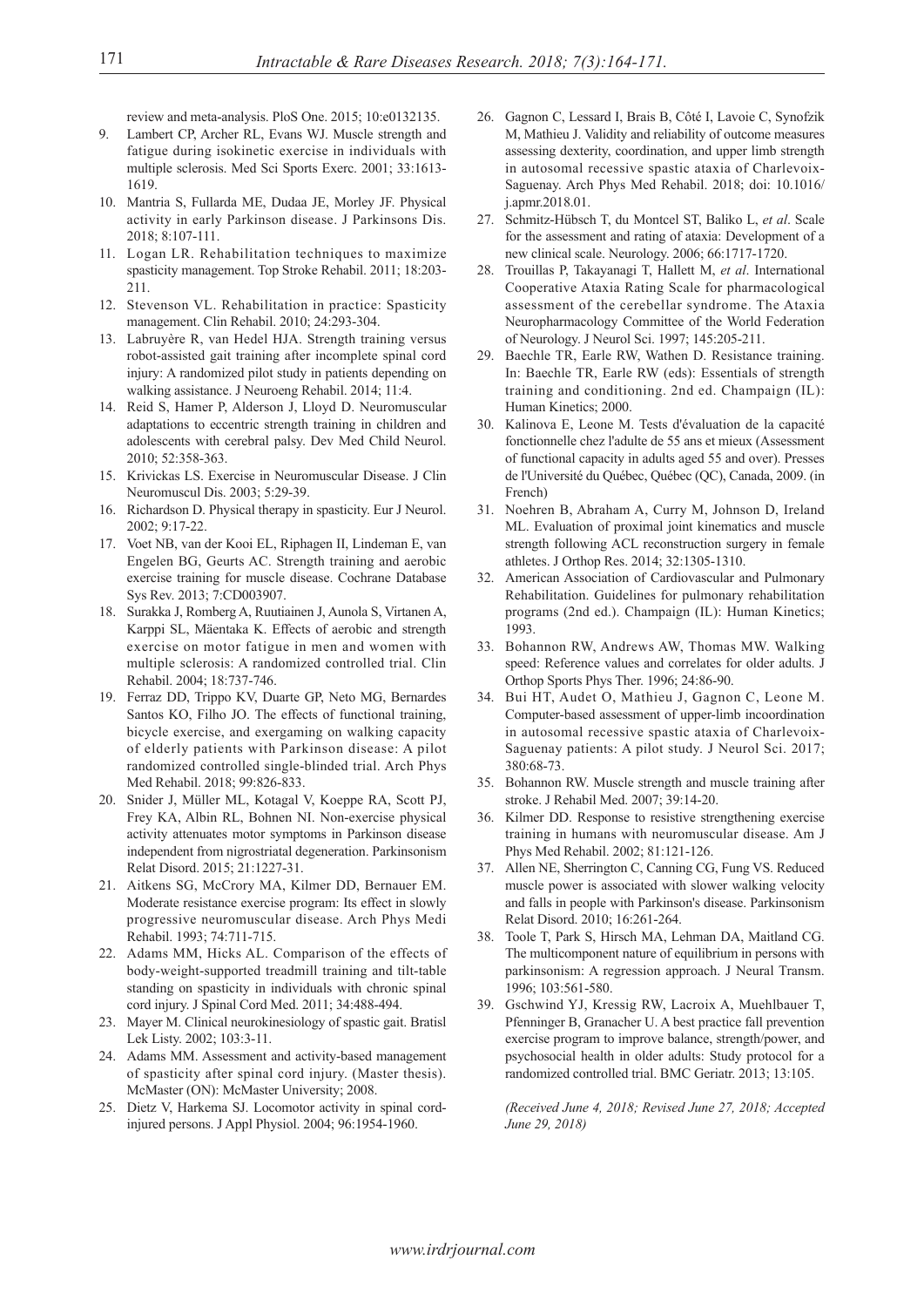review and meta-analysis. PloS One. 2015; 10:e0132135.

9. Lambert CP, Archer RL, Evans WJ. Muscle strength and fatigue during isokinetic exercise in individuals with multiple sclerosis. Med Sci Sports Exerc. 2001; 33:1613-1619.
10. Mantria S, Fullarda ME, Dudaa JE, Morley JF. Physical activity in early Parkinson disease. J Parkinsons Dis. 2018; 8:107-111.
11. Logan LR. Rehabilitation techniques to maximize spasticity management. Top Stroke Rehabil. 2011; 18:203-211.
12. Stevenson VL. Rehabilitation in practice: Spasticity management. Clin Rehabil. 2010; 24:293-304.
13. Labruyère R, van Hedel HJA. Strength training versus robot-assisted gait training after incomplete spinal cord injury: A randomized pilot study in patients depending on walking assistance. J Neuroeng Rehabil. 2014; 11:4.
14. Reid S, Hamer P, Alderson J, Lloyd D. Neuromuscular adaptations to eccentric strength training in children and adolescents with cerebral palsy. Dev Med Child Neurol. 2010; 52:358-363.
15. Krivickas LS. Exercise in Neuromuscular Disease. J Clin Neuromuscul Dis. 2003; 5:29-39.
16. Richardson D. Physical therapy in spasticity. Eur J Neurol. 2002; 9:17-22.
17. Voet NB, van der Kooi EL, Riphagen II, Lindeman E, van Engelen BG, Geurts AC. Strength training and aerobic exercise training for muscle disease. Cochrane Database Sys Rev. 2013; 7:CD003907.
18. Surakka J, Romberg A, Ruutiainen J, Aunola S, Virtanen A, Karppi SL, Mäentaka K. Effects of aerobic and strength exercise on motor fatigue in men and women with multiple sclerosis: A randomized controlled trial. Clin Rehabil. 2004; 18:737-746.
19. Ferraz DD, Trippo KV, Duarte GP, Neto MG, Bernardes Santos KO, Filho JO. The effects of functional training, bicycle exercise, and exergaming on walking capacity of elderly patients with Parkinson disease: A pilot randomized controlled single-blinded trial. Arch Phys Med Rehabil. 2018; 99:826-833.
20. Snider J, Müller ML, Kotagal V, Koeppe RA, Scott PJ, Frey KA, Albin RL, Bohnen NI. Non-exercise physical activity attenuates motor symptoms in Parkinson disease independent from nigrostriatal degeneration. Parkinsonism Relat Disord. 2015; 21:1227-31.
21. Aitkens SG, McCrory MA, Kilmer DD, Bernauer EM. Moderate resistance exercise program: Its effect in slowly progressive neuromuscular disease. Arch Phys Medi Rehabil. 1993; 74:711-715.
22. Adams MM, Hicks AL. Comparison of the effects of body-weight-supported treadmill training and tilt-table standing on spasticity in individuals with chronic spinal cord injury. J Spinal Cord Med. 2011; 34:488-494.
23. Mayer M. Clinical neurokinesiology of spastic gait. Bratisl Lek Listy. 2002; 103:3-11.
24. Adams MM. Assessment and activity-based management of spasticity after spinal cord injury. (Master thesis). McMaster (ON): McMaster University; 2008.
25. Dietz V, Harkema SJ. Locomotor activity in spinal cord-injured persons. J Appl Physiol. 2004; 96:1954-1960.
26. Gagnon C, Lessard I, Brais B, Côté I, Lavoie C, Synofzik M, Mathieu J. Validity and reliability of outcome measures assessing dexterity, coordination, and upper limb strength in autosomal recessive spastic ataxia of Charlevoix-Saguenay. Arch Phys Med Rehabil. 2018; doi: 10.1016/j.apmr.2018.01.
27. Schmitz-Hübsch T, du Montcel ST, Baliko L, *et al*. Scale for the assessment and rating of ataxia: Development of a new clinical scale. Neurology. 2006; 66:1717-1720.
28. Trouillas P, Takayanagi T, Hallett M, *et al*. International Cooperative Ataxia Rating Scale for pharmacological assessment of the cerebellar syndrome. The Ataxia Neuropharmacology Committee of the World Federation of Neurology. J Neurol Sci. 1997; 145:205-211.
29. Baechle TR, Earle RW, Wathen D. Resistance training. In: Baechle TR, Earle RW (eds): Essentials of strength training and conditioning. 2nd ed. Champaign (IL): Human Kinetics; 2000.
30. Kalinova E, Leone M. Tests d'évaluation de la capacité fonctionnelle chez l'adulte de 55 ans et mieux (Assessment of functional capacity in adults aged 55 and over). Presses de l'Université du Québec, Québec (QC), Canada, 2009. (in French)
31. Noehren B, Abraham A, Curry M, Johnson D, Ireland ML. Evaluation of proximal joint kinematics and muscle strength following ACL reconstruction surgery in female athletes. J Orthop Res. 2014; 32:1305-1310.
32. American Association of Cardiovascular and Pulmonary Rehabilitation. Guidelines for pulmonary rehabilitation programs (2nd ed.). Champaign (IL): Human Kinetics; 1993.
33. Bohannon RW, Andrews AW, Thomas MW. Walking speed: Reference values and correlates for older adults. J Orthop Sports Phys Ther. 1996; 24:86-90.
34. Bui HT, Audet O, Mathieu J, Gagnon C, Leone M. Computer-based assessment of upper-limb incoordination in autosomal recessive spastic ataxia of Charlevoix-Saguenay patients: A pilot study. J Neurol Sci. 2017; 380:68-73.
35. Bohannon RW. Muscle strength and muscle training after stroke. J Rehabil Med. 2007; 39:14-20.
36. Kilmer DD. Response to resistive strengthening exercise training in humans with neuromuscular disease. Am J Phys Med Rehabil. 2002; 81:121-126.
37. Allen NE, Sherrington C, Canning CG, Fung VS. Reduced muscle power is associated with slower walking velocity and falls in people with Parkinson's disease. Parkinsonism Relat Disord. 2010; 16:261-264.
38. Toole T, Park S, Hirsch MA, Lehman DA, Maitland CG. The multicomponent nature of equilibrium in persons with parkinsonism: A regression approach. J Neural Transm. 1996; 103:561-580.
39. Gschwind YJ, Kressig RW, Lacroix A, Muehlbauer T, Pfenninger B, Granacher U. A best practice fall prevention exercise program to improve balance, strength/power, and psychosocial health in older adults: Study protocol for a randomized controlled trial. BMC Geriatr. 2013; 13:105.

*(Received June 4, 2018; Revised June 27, 2018; Accepted June 29, 2018)*